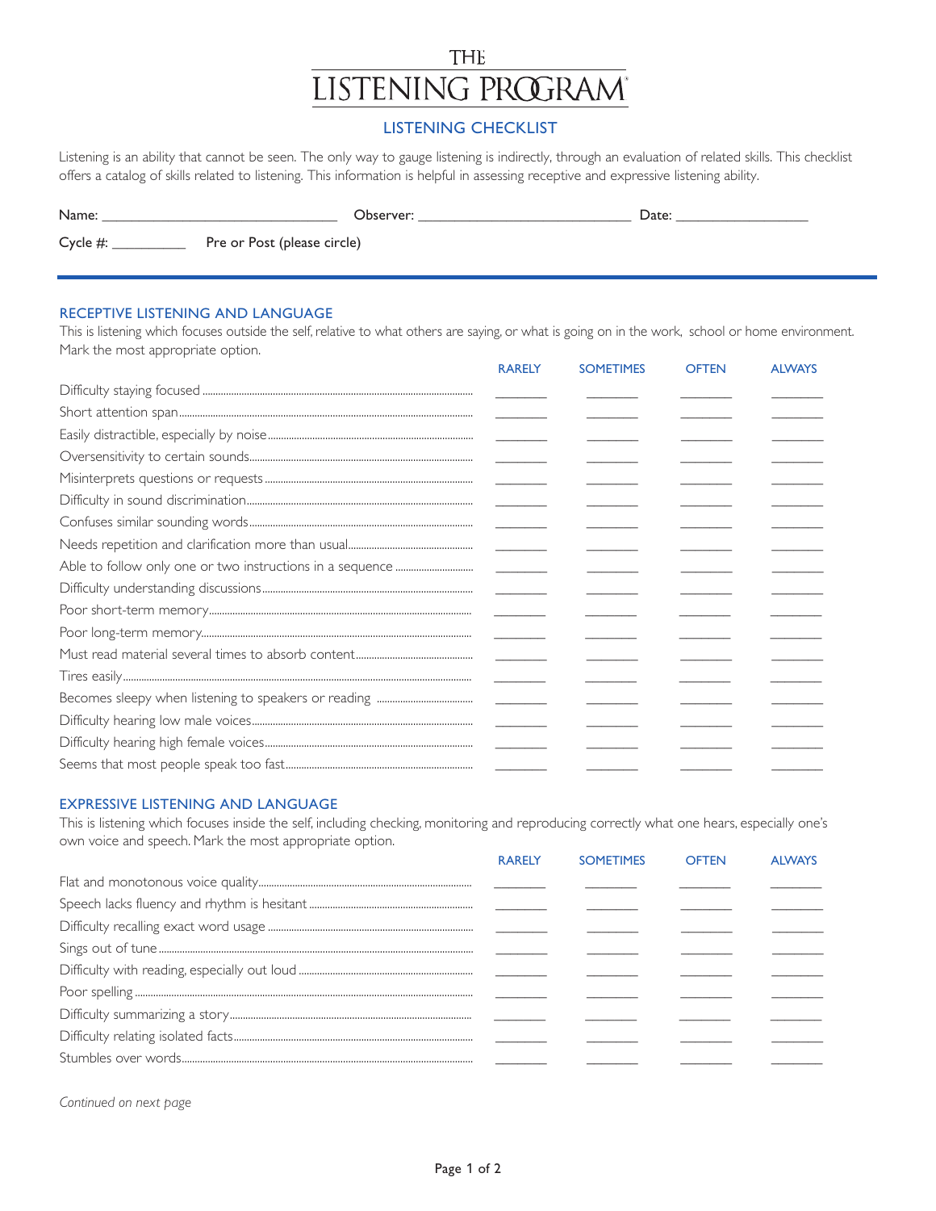# THE LISTENING PROGRAM®

## LISTENING CHECKLIST

Listening is an ability that cannot be seen. The only way to gauge listening is indirectly, through an evaluation of related skills. This checklist offers a catalog of skills related to listening. This information is helpful in assessing receptive and expressive listening ability.

Name: ______________________________ Observer: ___________________________ Date: _________________

Cycle #: _________ Pre or Post (please circle)

### RECEPTIVE LISTENING AND LANGUAGE

This is listening which focuses outside the self, relative to what others are saying, or what is going on in the work, school or home environment. Mark the most appropriate option.

| | RARELY | SOMETIMES | OFTEN | ALWAYS |
|---|---|---|---|---|
| Difficulty staying focused | ______ | ______ | ______ | ______ |
| Short attention span | ______ | ______ | ______ | ______ |
| Easily distractible, especially by noise | ______ | ______ | ______ | ______ |
| Oversensitivity to certain sounds | ______ | ______ | ______ | ______ |
| Misinterprets questions or requests | ______ | ______ | ______ | ______ |
| Difficulty in sound discrimination | ______ | ______ | ______ | ______ |
| Confuses similar sounding words | ______ | ______ | ______ | ______ |
| Needs repetition and clarification more than usual | ______ | ______ | ______ | ______ |
| Able to follow only one or two instructions in a sequence | ______ | ______ | ______ | ______ |
| Difficulty understanding discussions | ______ | ______ | ______ | ______ |
| Poor short-term memory | ______ | ______ | ______ | ______ |
| Poor long-term memory | ______ | ______ | ______ | ______ |
| Must read material several times to absorb content | ______ | ______ | ______ | ______ |
| Tires easily | ______ | ______ | ______ | ______ |
| Becomes sleepy when listening to speakers or reading | ______ | ______ | ______ | ______ |
| Difficulty hearing low male voices | ______ | ______ | ______ | ______ |
| Difficulty hearing high female voices | ______ | ______ | ______ | ______ |
| Seems that most people speak too fast | ______ | ______ | ______ | ______ |

### EXPRESSIVE LISTENING AND LANGUAGE

This is listening which focuses inside the self, including checking, monitoring and reproducing correctly what one hears, especially one's own voice and speech. Mark the most appropriate option.

| | RARELY | SOMETIMES | OFTEN | ALWAYS |
|---|---|---|---|---|
| Flat and monotonous voice quality | ______ | ______ | ______ | ______ |
| Speech lacks fluency and rhythm is hesitant | ______ | ______ | ______ | ______ |
| Difficulty recalling exact word usage | ______ | ______ | ______ | ______ |
| Sings out of tune | ______ | ______ | ______ | ______ |
| Difficulty with reading, especially out loud | ______ | ______ | ______ | ______ |
| Poor spelling | ______ | ______ | ______ | ______ |
| Difficulty summarizing a story | ______ | ______ | ______ | ______ |
| Difficulty relating isolated facts | ______ | ______ | ______ | ______ |
| Stumbles over words | ______ | ______ | ______ | ______ |

*Continued on next page*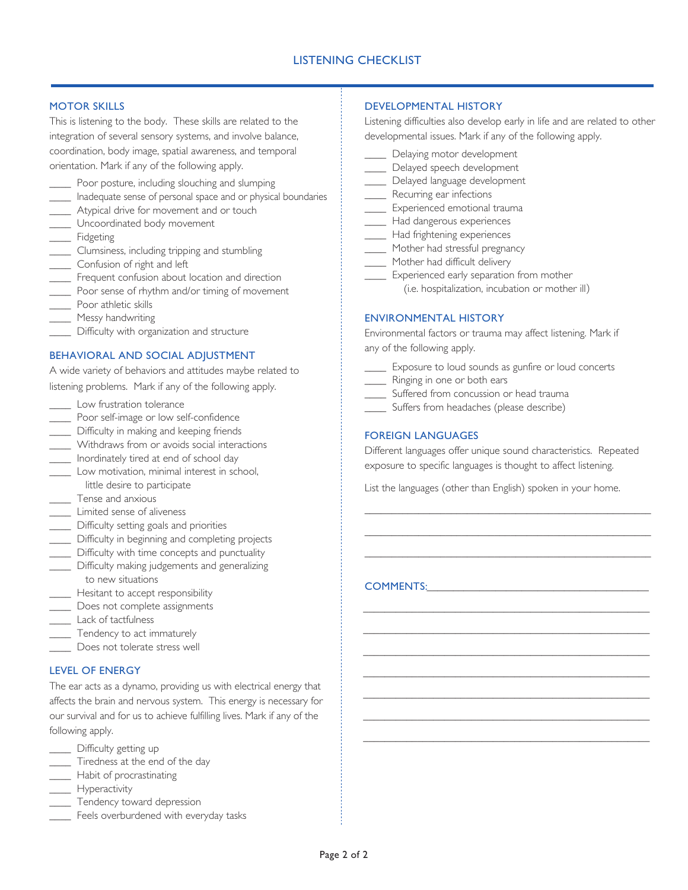# LISTENING CHECKLIST

## MOTOR SKILLS

This is listening to the body. These skills are related to the integration of several sensory systems, and involve balance, coordination, body image, spatial awareness, and temporal orientation. Mark if any of the following apply.

____ Poor posture, including slouching and slumping
____ Inadequate sense of personal space and or physical boundaries
____ Atypical drive for movement and or touch
____ Uncoordinated body movement
____ Fidgeting
____ Clumsiness, including tripping and stumbling
____ Confusion of right and left
____ Frequent confusion about location and direction
____ Poor sense of rhythm and/or timing of movement
____ Poor athletic skills
____ Messy handwriting
____ Difficulty with organization and structure

## BEHAVIORAL AND SOCIAL ADJUSTMENT

A wide variety of behaviors and attitudes maybe related to listening problems. Mark if any of the following apply.

____ Low frustration tolerance
____ Poor self-image or low self-confidence
____ Difficulty in making and keeping friends
____ Withdraws from or avoids social interactions
____ Inordinately tired at end of school day
____ Low motivation, minimal interest in school, little desire to participate
____ Tense and anxious
____ Limited sense of aliveness
____ Difficulty setting goals and priorities
____ Difficulty in beginning and completing projects
____ Difficulty with time concepts and punctuality
____ Difficulty making judgements and generalizing to new situations
____ Hesitant to accept responsibility
____ Does not complete assignments
____ Lack of tactfulness
____ Tendency to act immaturely
____ Does not tolerate stress well

## LEVEL OF ENERGY

The ear acts as a dynamo, providing us with electrical energy that affects the brain and nervous system. This energy is necessary for our survival and for us to achieve fulfilling lives. Mark if any of the following apply.

____ Difficulty getting up
____ Tiredness at the end of the day
____ Habit of procrastinating
____ Hyperactivity
____ Tendency toward depression
____ Feels overburdened with everyday tasks

## DEVELOPMENTAL HISTORY

Listening difficulties also develop early in life and are related to other developmental issues. Mark if any of the following apply.

____ Delaying motor development
____ Delayed speech development
____ Delayed language development
____ Recurring ear infections
____ Experienced emotional trauma
____ Had dangerous experiences
____ Had frightening experiences
____ Mother had stressful pregnancy
____ Mother had difficult delivery
____ Experienced early separation from mother (i.e. hospitalization, incubation or mother ill)

## ENVIRONMENTAL HISTORY

Environmental factors or trauma may affect listening. Mark if any of the following apply.

____ Exposure to loud sounds as gunfire or loud concerts
____ Ringing in one or both ears
____ Suffered from concussion or head trauma
____ Suffers from headaches (please describe)

## FOREIGN LANGUAGES

Different languages offer unique sound characteristics. Repeated exposure to specific languages is thought to affect listening.

List the languages (other than English) spoken in your home.

________________________________________________

________________________________________________

________________________________________________

## COMMENTS:________________________________________

________________________________________________

________________________________________________

________________________________________________

________________________________________________

________________________________________________

________________________________________________

________________________________________________